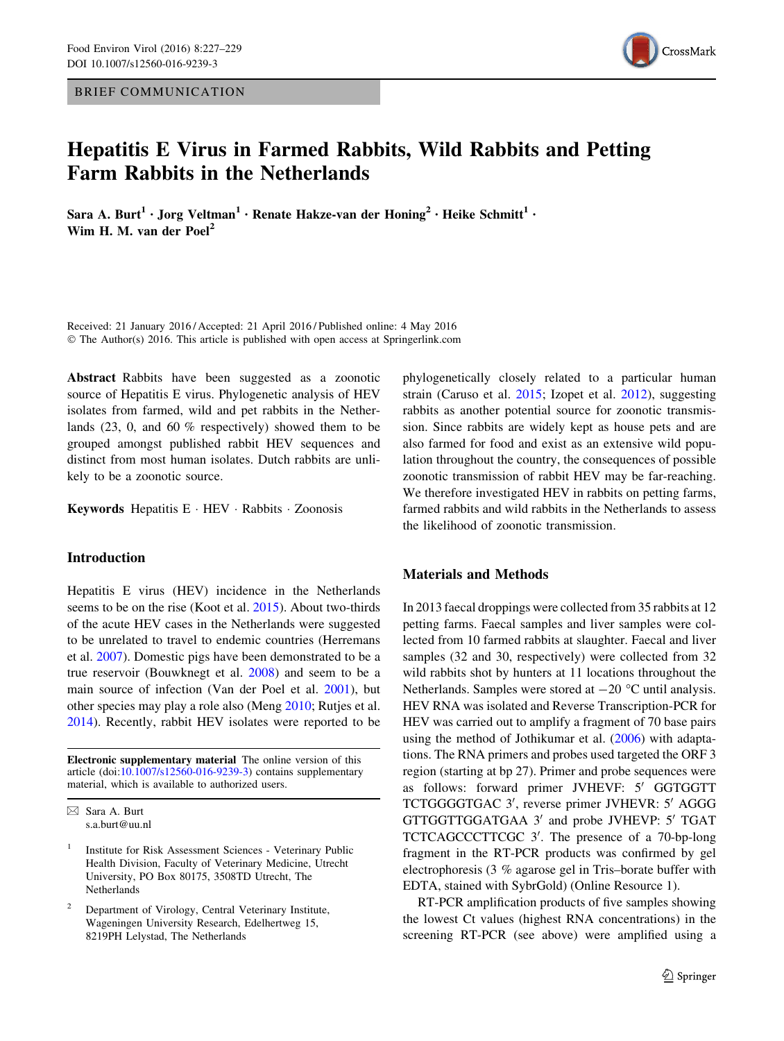BRIEF COMMUNICATION

# Hepatitis E Virus in Farmed Rabbits, Wild Rabbits and Petting Farm Rabbits in the Netherlands

**Sara A. Burt[1] · Jorg Veltman[1] · Renate Hakze-van der Honing[2] · Heike Schmitt[1] · Wim H. M. van der Poel[2]**

Received: 21 January 2016 / Accepted: 21 April 2016 / Published online: 4 May 2016
© The Author(s) 2016. This article is published with open access at Springerlink.com

**Abstract** Rabbits have been suggested as a zoonotic source of Hepatitis E virus. Phylogenetic analysis of HEV isolates from farmed, wild and pet rabbits in the Netherlands (23, 0, and 60 % respectively) showed them to be grouped amongst published rabbit HEV sequences and distinct from most human isolates. Dutch rabbits are unlikely to be a zoonotic source.

**Keywords** Hepatitis E · HEV · Rabbits · Zoonosis

## Introduction

Hepatitis E virus (HEV) incidence in the Netherlands seems to be on the rise (Koot et al. 2015). About two-thirds of the acute HEV cases in the Netherlands were suggested to be unrelated to travel to endemic countries (Herremans et al. 2007). Domestic pigs have been demonstrated to be a true reservoir (Bouwknegt et al. 2008) and seem to be a main source of infection (Van der Poel et al. 2001), but other species may play a role also (Meng 2010; Rutjes et al. 2014). Recently, rabbit HEV isolates were reported to be phylogenetically closely related to a particular human strain (Caruso et al. 2015; Izopet et al. 2012), suggesting rabbits as another potential source for zoonotic transmission. Since rabbits are widely kept as house pets and are also farmed for food and exist as an extensive wild population throughout the country, the consequences of possible zoonotic transmission of rabbit HEV may be far-reaching. We therefore investigated HEV in rabbits on petting farms, farmed rabbits and wild rabbits in the Netherlands to assess the likelihood of zoonotic transmission.

## Materials and Methods

In 2013 faecal droppings were collected from 35 rabbits at 12 petting farms. Faecal samples and liver samples were collected from 10 farmed rabbits at slaughter. Faecal and liver samples (32 and 30, respectively) were collected from 32 wild rabbits shot by hunters at 11 locations throughout the Netherlands. Samples were stored at −20 °C until analysis. HEV RNA was isolated and Reverse Transcription-PCR for HEV was carried out to amplify a fragment of 70 base pairs using the method of Jothikumar et al. (2006) with adaptations. The RNA primers and probes used targeted the ORF 3 region (starting at bp 27). Primer and probe sequences were as follows: forward primer JVHEVF: 5′ GGTGGTT TCTGGGGTGAC 3′, reverse primer JVHEVR: 5′ AGGG GTTGGTTGGATGAA 3′ and probe JVHEVP: 5′ TGAT TCTCAGCCCTTCGC 3′. The presence of a 70-bp-long fragment in the RT-PCR products was confirmed by gel electrophoresis (3 % agarose gel in Tris–borate buffer with EDTA, stained with SybrGold) (Online Resource 1).

RT-PCR amplification products of five samples showing the lowest Ct values (highest RNA concentrations) in the screening RT-PCR (see above) were amplified using a

---

**Electronic supplementary material** The online version of this article (doi:10.1007/s12560-016-9239-3) contains supplementary material, which is available to authorized users.

✉ Sara A. Burt
s.a.burt@uu.nl

[1] Institute for Risk Assessment Sciences - Veterinary Public Health Division, Faculty of Veterinary Medicine, Utrecht University, PO Box 80175, 3508TD Utrecht, The Netherlands

[2] Department of Virology, Central Veterinary Institute, Wageningen University Research, Edelhertweg 15, 8219PH Lelystad, The Netherlands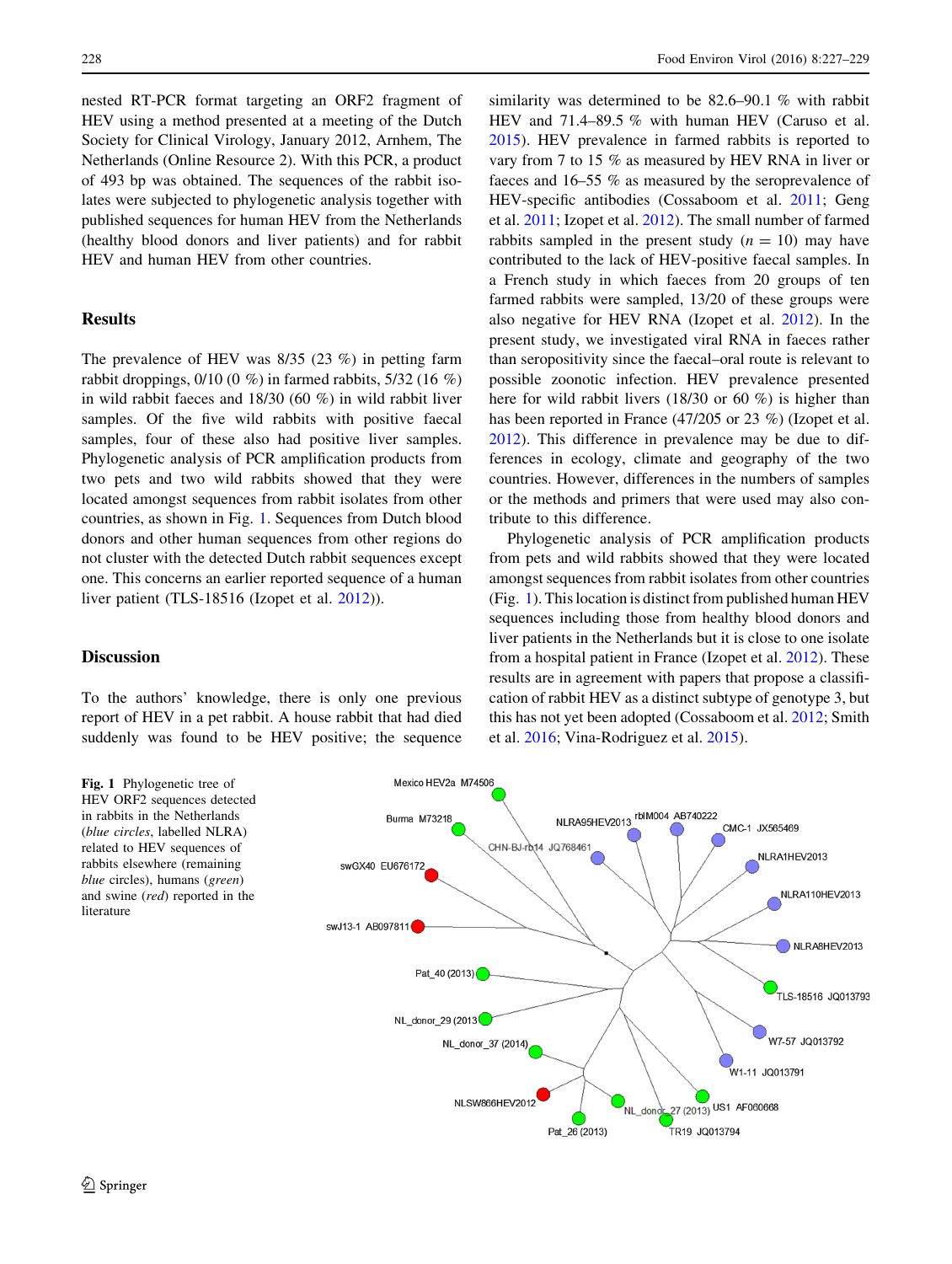nested RT-PCR format targeting an ORF2 fragment of HEV using a method presented at a meeting of the Dutch Society for Clinical Virology, January 2012, Arnhem, The Netherlands (Online Resource 2). With this PCR, a product of 493 bp was obtained. The sequences of the rabbit isolates were subjected to phylogenetic analysis together with published sequences for human HEV from the Netherlands (healthy blood donors and liver patients) and for rabbit HEV and human HEV from other countries.

## Results

The prevalence of HEV was 8/35 (23 %) in petting farm rabbit droppings, 0/10 (0 %) in farmed rabbits, 5/32 (16 %) in wild rabbit faeces and 18/30 (60 %) in wild rabbit liver samples. Of the five wild rabbits with positive faecal samples, four of these also had positive liver samples. Phylogenetic analysis of PCR amplification products from two pets and two wild rabbits showed that they were located amongst sequences from rabbit isolates from other countries, as shown in Fig. 1. Sequences from Dutch blood donors and other human sequences from other regions do not cluster with the detected Dutch rabbit sequences except one. This concerns an earlier reported sequence of a human liver patient (TLS-18516 (Izopet et al. 2012)).

## Discussion

To the authors' knowledge, there is only one previous report of HEV in a pet rabbit. A house rabbit that had died suddenly was found to be HEV positive; the sequence similarity was determined to be 82.6–90.1 % with rabbit HEV and 71.4–89.5 % with human HEV (Caruso et al. 2015). HEV prevalence in farmed rabbits is reported to vary from 7 to 15 % as measured by HEV RNA in liver or faeces and 16–55 % as measured by the seroprevalence of HEV-specific antibodies (Cossaboom et al. 2011; Geng et al. 2011; Izopet et al. 2012). The small number of farmed rabbits sampled in the present study ($n = 10$) may have contributed to the lack of HEV-positive faecal samples. In a French study in which faeces from 20 groups of ten farmed rabbits were sampled, 13/20 of these groups were also negative for HEV RNA (Izopet et al. 2012). In the present study, we investigated viral RNA in faeces rather than seropositivity since the faecal–oral route is relevant to possible zoonotic infection. HEV prevalence presented here for wild rabbit livers (18/30 or 60 %) is higher than has been reported in France (47/205 or 23 %) (Izopet et al. 2012). This difference in prevalence may be due to differences in ecology, climate and geography of the two countries. However, differences in the numbers of samples or the methods and primers that were used may also contribute to this difference.

Phylogenetic analysis of PCR amplification products from pets and wild rabbits showed that they were located amongst sequences from rabbit isolates from other countries (Fig. 1). This location is distinct from published human HEV sequences including those from healthy blood donors and liver patients in the Netherlands but it is close to one isolate from a hospital patient in France (Izopet et al. 2012). These results are in agreement with papers that propose a classification of rabbit HEV as a distinct subtype of genotype 3, but this has not yet been adopted (Cossaboom et al. 2012; Smith et al. 2016; Vina-Rodriguez et al. 2015).

**Fig. 1** Phylogenetic tree of HEV ORF2 sequences detected in rabbits in the Netherlands (*blue circles*, labelled NLRA) related to HEV sequences of rabbits elsewhere (remaining *blue* circles), humans (*green*) and swine (*red*) reported in the literature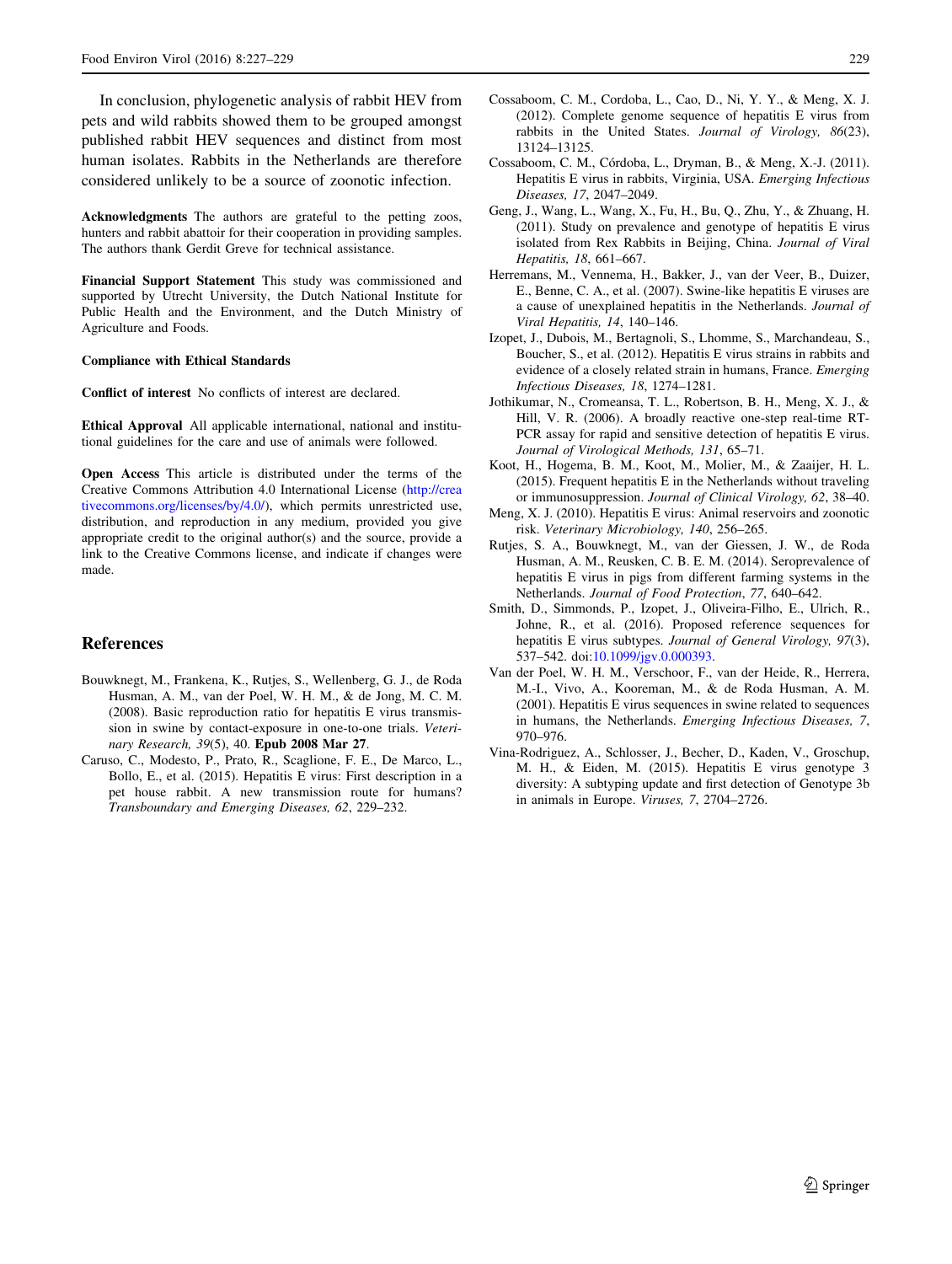In conclusion, phylogenetic analysis of rabbit HEV from pets and wild rabbits showed them to be grouped amongst published rabbit HEV sequences and distinct from most human isolates. Rabbits in the Netherlands are therefore considered unlikely to be a source of zoonotic infection.

**Acknowledgments** The authors are grateful to the petting zoos, hunters and rabbit abattoir for their cooperation in providing samples. The authors thank Gerdit Greve for technical assistance.

**Financial Support Statement** This study was commissioned and supported by Utrecht University, the Dutch National Institute for Public Health and the Environment, and the Dutch Ministry of Agriculture and Foods.

**Compliance with Ethical Standards**

**Conflict of interest** No conflicts of interest are declared.

**Ethical Approval** All applicable international, national and institutional guidelines for the care and use of animals were followed.

**Open Access** This article is distributed under the terms of the Creative Commons Attribution 4.0 International License (http://creativecommons.org/licenses/by/4.0/), which permits unrestricted use, distribution, and reproduction in any medium, provided you give appropriate credit to the original author(s) and the source, provide a link to the Creative Commons license, and indicate if changes were made.

## References

Bouwknegt, M., Frankena, K., Rutjes, S., Wellenberg, G. J., de Roda Husman, A. M., van der Poel, W. H. M., & de Jong, M. C. M. (2008). Basic reproduction ratio for hepatitis E virus transmission in swine by contact-exposure in one-to-one trials. *Veterinary Research, 39*(5), 40. **Epub 2008 Mar 27**.

Caruso, C., Modesto, P., Prato, R., Scaglione, F. E., De Marco, L., Bollo, E., et al. (2015). Hepatitis E virus: First description in a pet house rabbit. A new transmission route for humans? *Transboundary and Emerging Diseases, 62*, 229–232.

Cossaboom, C. M., Cordoba, L., Cao, D., Ni, Y. Y., & Meng, X. J. (2012). Complete genome sequence of hepatitis E virus from rabbits in the United States. *Journal of Virology, 86*(23), 13124–13125.

Cossaboom, C. M., Córdoba, L., Dryman, B., & Meng, X.-J. (2011). Hepatitis E virus in rabbits, Virginia, USA. *Emerging Infectious Diseases, 17*, 2047–2049.

Geng, J., Wang, L., Wang, X., Fu, H., Bu, Q., Zhu, Y., & Zhuang, H. (2011). Study on prevalence and genotype of hepatitis E virus isolated from Rex Rabbits in Beijing, China. *Journal of Viral Hepatitis, 18*, 661–667.

Herremans, M., Vennema, H., Bakker, J., van der Veer, B., Duizer, E., Benne, C. A., et al. (2007). Swine-like hepatitis E viruses are a cause of unexplained hepatitis in the Netherlands. *Journal of Viral Hepatitis, 14*, 140–146.

Izopet, J., Dubois, M., Bertagnoli, S., Lhomme, S., Marchandeau, S., Boucher, S., et al. (2012). Hepatitis E virus strains in rabbits and evidence of a closely related strain in humans, France. *Emerging Infectious Diseases, 18*, 1274–1281.

Jothikumar, N., Cromeansa, T. L., Robertson, B. H., Meng, X. J., & Hill, V. R. (2006). A broadly reactive one-step real-time RT-PCR assay for rapid and sensitive detection of hepatitis E virus. *Journal of Virological Methods, 131*, 65–71.

Koot, H., Hogema, B. M., Koot, M., Molier, M., & Zaaijer, H. L. (2015). Frequent hepatitis E in the Netherlands without traveling or immunosuppression. *Journal of Clinical Virology, 62*, 38–40.

Meng, X. J. (2010). Hepatitis E virus: Animal reservoirs and zoonotic risk. *Veterinary Microbiology, 140*, 256–265.

Rutjes, S. A., Bouwknegt, M., van der Giessen, J. W., de Roda Husman, A. M., Reusken, C. B. E. M. (2014). Seroprevalence of hepatitis E virus in pigs from different farming systems in the Netherlands. *Journal of Food Protection, 77*, 640–642.

Smith, D., Simmonds, P., Izopet, J., Oliveira-Filho, E., Ulrich, R., Johne, R., et al. (2016). Proposed reference sequences for hepatitis E virus subtypes. *Journal of General Virology, 97*(3), 537–542. doi:10.1099/jgv.0.000393.

Van der Poel, W. H. M., Verschoor, F., van der Heide, R., Herrera, M.-I., Vivo, A., Kooreman, M., & de Roda Husman, A. M. (2001). Hepatitis E virus sequences in swine related to sequences in humans, the Netherlands. *Emerging Infectious Diseases, 7*, 970–976.

Vina-Rodriguez, A., Schlosser, J., Becher, D., Kaden, V., Groschup, M. H., & Eiden, M. (2015). Hepatitis E virus genotype 3 diversity: A subtyping update and first detection of Genotype 3b in animals in Europe. *Viruses, 7*, 2704–2726.